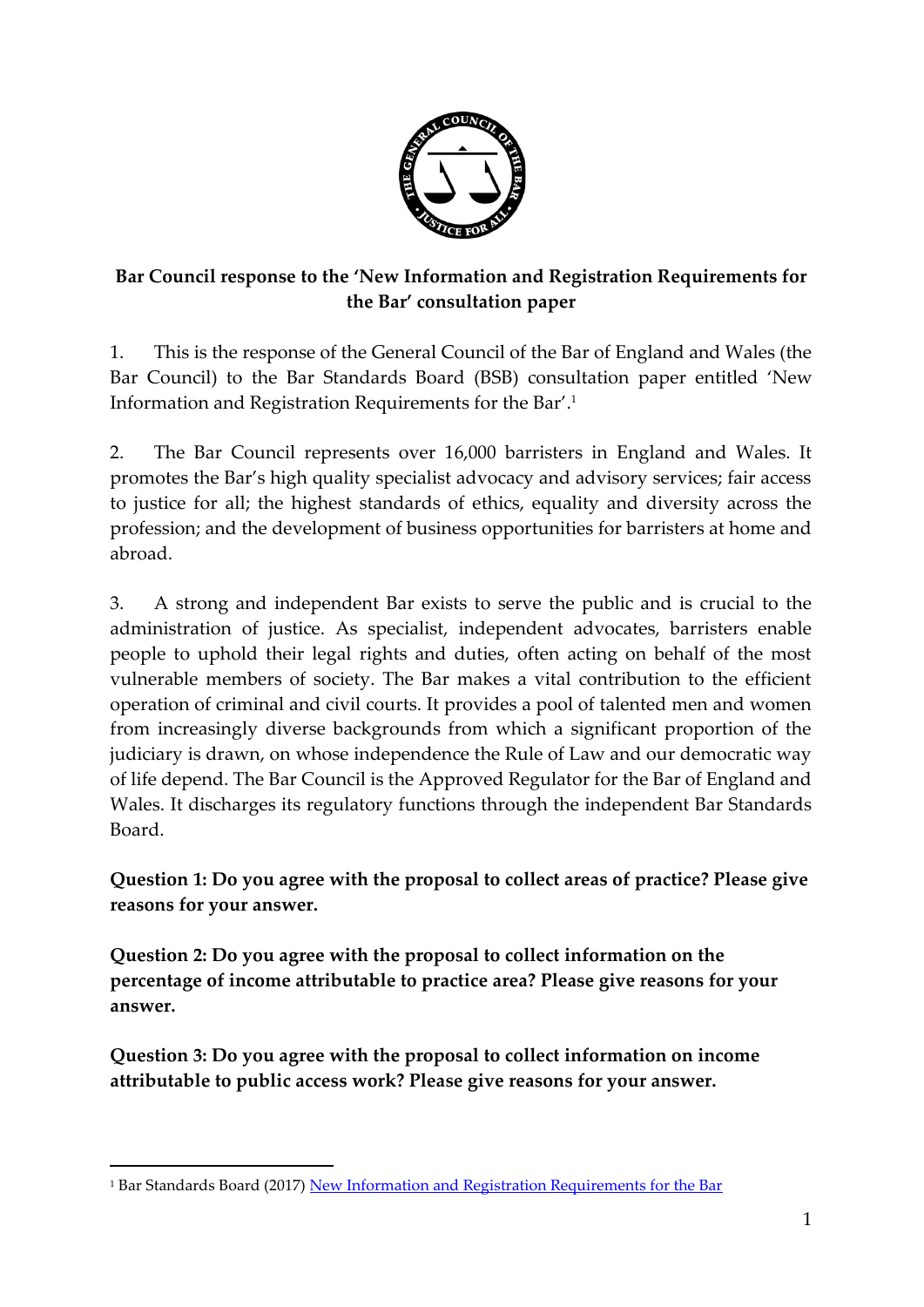**Bar Council response to the 'New Information and Registration Requirements for the Bar' consultation paper**

1. This is the response of the General Council of the Bar of England and Wales (the Bar Council) to the Bar Standards Board (BSB) consultation paper entitled 'New Information and Registration Requirements for the Bar'.[1]

2. The Bar Council represents over 16,000 barristers in England and Wales. It promotes the Bar's high quality specialist advocacy and advisory services; fair access to justice for all; the highest standards of ethics, equality and diversity across the profession; and the development of business opportunities for barristers at home and abroad.

3. A strong and independent Bar exists to serve the public and is crucial to the administration of justice. As specialist, independent advocates, barristers enable people to uphold their legal rights and duties, often acting on behalf of the most vulnerable members of society. The Bar makes a vital contribution to the efficient operation of criminal and civil courts. It provides a pool of talented men and women from increasingly diverse backgrounds from which a significant proportion of the judiciary is drawn, on whose independence the Rule of Law and our democratic way of life depend. The Bar Council is the Approved Regulator for the Bar of England and Wales. It discharges its regulatory functions through the independent Bar Standards Board.

**Question 1: Do you agree with the proposal to collect areas of practice? Please give reasons for your answer.**

**Question 2: Do you agree with the proposal to collect information on the percentage of income attributable to practice area? Please give reasons for your answer.**

**Question 3: Do you agree with the proposal to collect information on income attributable to public access work? Please give reasons for your answer.**

---

[1] Bar Standards Board (2017) New Information and Registration Requirements for the Bar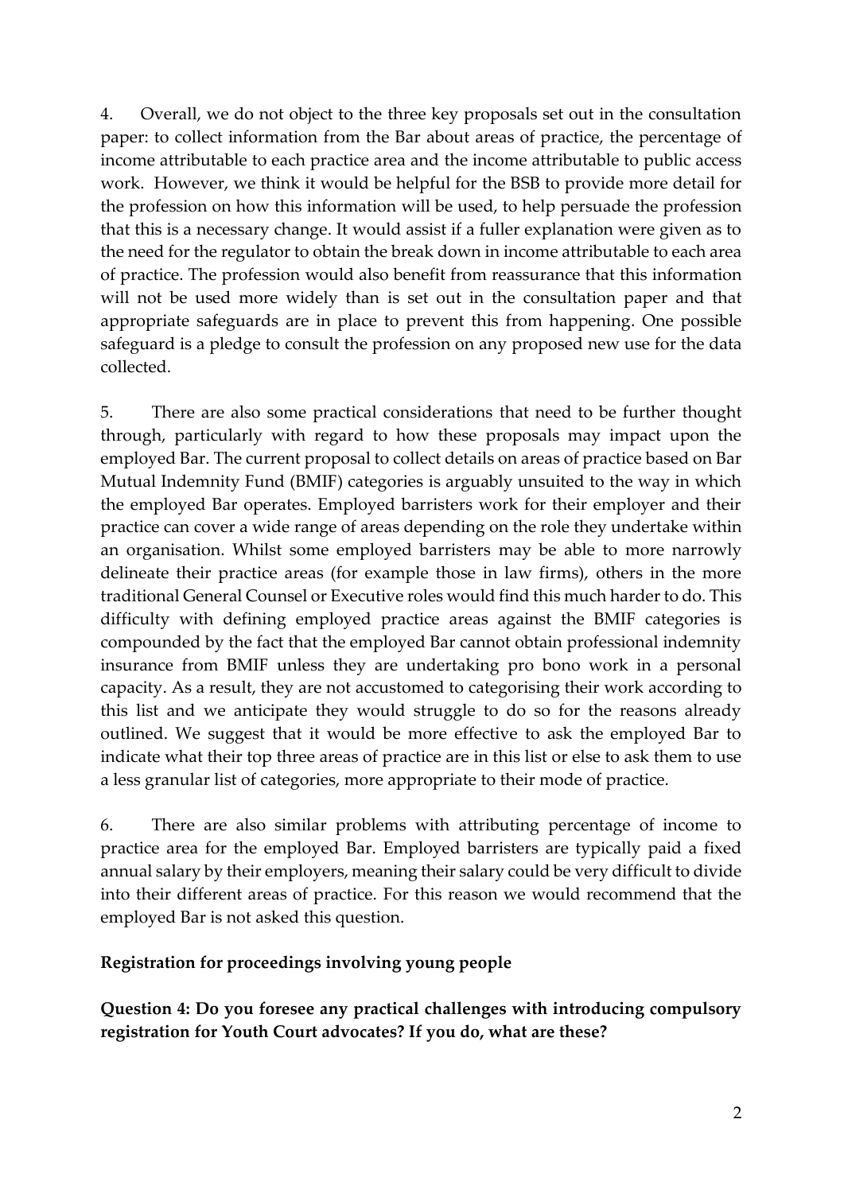4. Overall, we do not object to the three key proposals set out in the consultation paper: to collect information from the Bar about areas of practice, the percentage of income attributable to each practice area and the income attributable to public access work. However, we think it would be helpful for the BSB to provide more detail for the profession on how this information will be used, to help persuade the profession that this is a necessary change. It would assist if a fuller explanation were given as to the need for the regulator to obtain the break down in income attributable to each area of practice. The profession would also benefit from reassurance that this information will not be used more widely than is set out in the consultation paper and that appropriate safeguards are in place to prevent this from happening. One possible safeguard is a pledge to consult the profession on any proposed new use for the data collected.

5. There are also some practical considerations that need to be further thought through, particularly with regard to how these proposals may impact upon the employed Bar. The current proposal to collect details on areas of practice based on Bar Mutual Indemnity Fund (BMIF) categories is arguably unsuited to the way in which the employed Bar operates. Employed barristers work for their employer and their practice can cover a wide range of areas depending on the role they undertake within an organisation. Whilst some employed barristers may be able to more narrowly delineate their practice areas (for example those in law firms), others in the more traditional General Counsel or Executive roles would find this much harder to do. This difficulty with defining employed practice areas against the BMIF categories is compounded by the fact that the employed Bar cannot obtain professional indemnity insurance from BMIF unless they are undertaking pro bono work in a personal capacity. As a result, they are not accustomed to categorising their work according to this list and we anticipate they would struggle to do so for the reasons already outlined. We suggest that it would be more effective to ask the employed Bar to indicate what their top three areas of practice are in this list or else to ask them to use a less granular list of categories, more appropriate to their mode of practice.

6. There are also similar problems with attributing percentage of income to practice area for the employed Bar. Employed barristers are typically paid a fixed annual salary by their employers, meaning their salary could be very difficult to divide into their different areas of practice. For this reason we would recommend that the employed Bar is not asked this question.

**Registration for proceedings involving young people**

**Question 4: Do you foresee any practical challenges with introducing compulsory registration for Youth Court advocates? If you do, what are these?**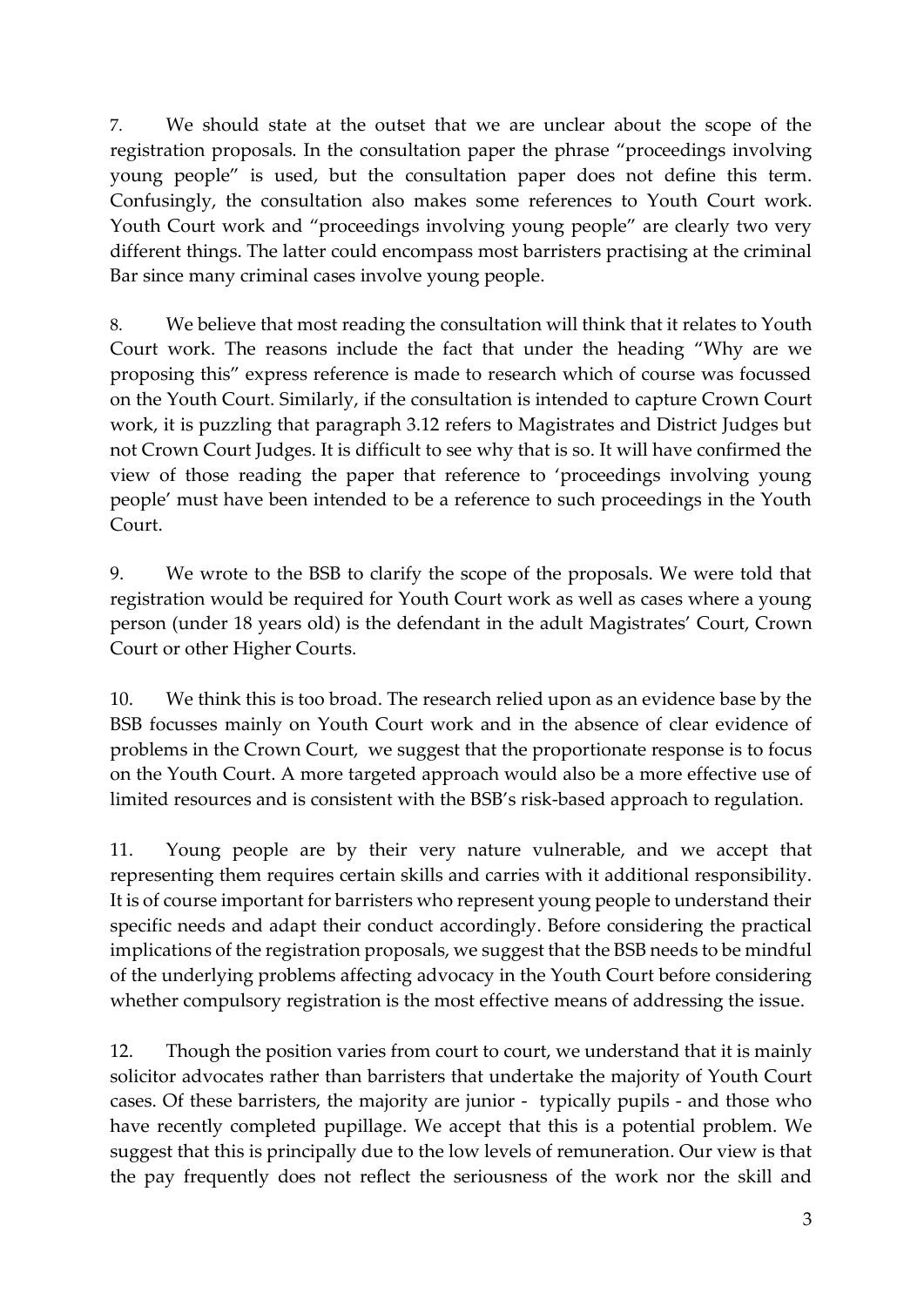7. We should state at the outset that we are unclear about the scope of the registration proposals. In the consultation paper the phrase "proceedings involving young people" is used, but the consultation paper does not define this term. Confusingly, the consultation also makes some references to Youth Court work. Youth Court work and "proceedings involving young people" are clearly two very different things. The latter could encompass most barristers practising at the criminal Bar since many criminal cases involve young people.

8. We believe that most reading the consultation will think that it relates to Youth Court work. The reasons include the fact that under the heading "Why are we proposing this" express reference is made to research which of course was focussed on the Youth Court. Similarly, if the consultation is intended to capture Crown Court work, it is puzzling that paragraph 3.12 refers to Magistrates and District Judges but not Crown Court Judges. It is difficult to see why that is so. It will have confirmed the view of those reading the paper that reference to 'proceedings involving young people' must have been intended to be a reference to such proceedings in the Youth Court.

9. We wrote to the BSB to clarify the scope of the proposals. We were told that registration would be required for Youth Court work as well as cases where a young person (under 18 years old) is the defendant in the adult Magistrates' Court, Crown Court or other Higher Courts.

10. We think this is too broad. The research relied upon as an evidence base by the BSB focusses mainly on Youth Court work and in the absence of clear evidence of problems in the Crown Court, we suggest that the proportionate response is to focus on the Youth Court. A more targeted approach would also be a more effective use of limited resources and is consistent with the BSB's risk-based approach to regulation.

11. Young people are by their very nature vulnerable, and we accept that representing them requires certain skills and carries with it additional responsibility. It is of course important for barristers who represent young people to understand their specific needs and adapt their conduct accordingly. Before considering the practical implications of the registration proposals, we suggest that the BSB needs to be mindful of the underlying problems affecting advocacy in the Youth Court before considering whether compulsory registration is the most effective means of addressing the issue.

12. Though the position varies from court to court, we understand that it is mainly solicitor advocates rather than barristers that undertake the majority of Youth Court cases. Of these barristers, the majority are junior - typically pupils - and those who have recently completed pupillage. We accept that this is a potential problem. We suggest that this is principally due to the low levels of remuneration. Our view is that the pay frequently does not reflect the seriousness of the work nor the skill and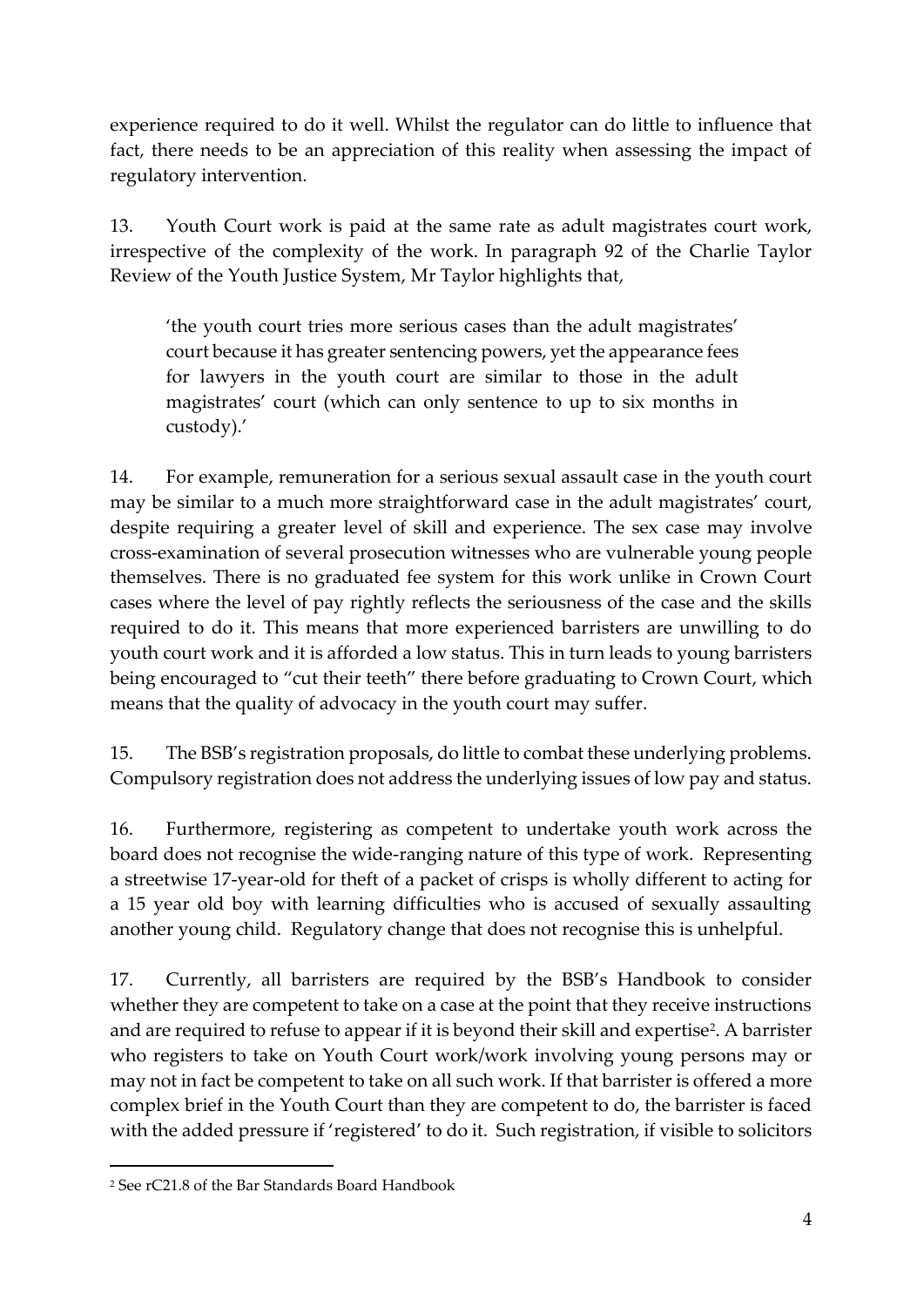experience required to do it well. Whilst the regulator can do little to influence that fact, there needs to be an appreciation of this reality when assessing the impact of regulatory intervention.

13. Youth Court work is paid at the same rate as adult magistrates court work, irrespective of the complexity of the work. In paragraph 92 of the Charlie Taylor Review of the Youth Justice System, Mr Taylor highlights that,

> 'the youth court tries more serious cases than the adult magistrates' court because it has greater sentencing powers, yet the appearance fees for lawyers in the youth court are similar to those in the adult magistrates' court (which can only sentence to up to six months in custody).'

14. For example, remuneration for a serious sexual assault case in the youth court may be similar to a much more straightforward case in the adult magistrates' court, despite requiring a greater level of skill and experience. The sex case may involve cross-examination of several prosecution witnesses who are vulnerable young people themselves. There is no graduated fee system for this work unlike in Crown Court cases where the level of pay rightly reflects the seriousness of the case and the skills required to do it. This means that more experienced barristers are unwilling to do youth court work and it is afforded a low status. This in turn leads to young barristers being encouraged to "cut their teeth" there before graduating to Crown Court, which means that the quality of advocacy in the youth court may suffer.

15. The BSB's registration proposals, do little to combat these underlying problems. Compulsory registration does not address the underlying issues of low pay and status.

16. Furthermore, registering as competent to undertake youth work across the board does not recognise the wide-ranging nature of this type of work. Representing a streetwise 17-year-old for theft of a packet of crisps is wholly different to acting for a 15 year old boy with learning difficulties who is accused of sexually assaulting another young child. Regulatory change that does not recognise this is unhelpful.

17. Currently, all barristers are required by the BSB's Handbook to consider whether they are competent to take on a case at the point that they receive instructions and are required to refuse to appear if it is beyond their skill and expertise[2]. A barrister who registers to take on Youth Court work/work involving young persons may or may not in fact be competent to take on all such work. If that barrister is offered a more complex brief in the Youth Court than they are competent to do, the barrister is faced with the added pressure if 'registered' to do it. Such registration, if visible to solicitors

[2] See rC21.8 of the Bar Standards Board Handbook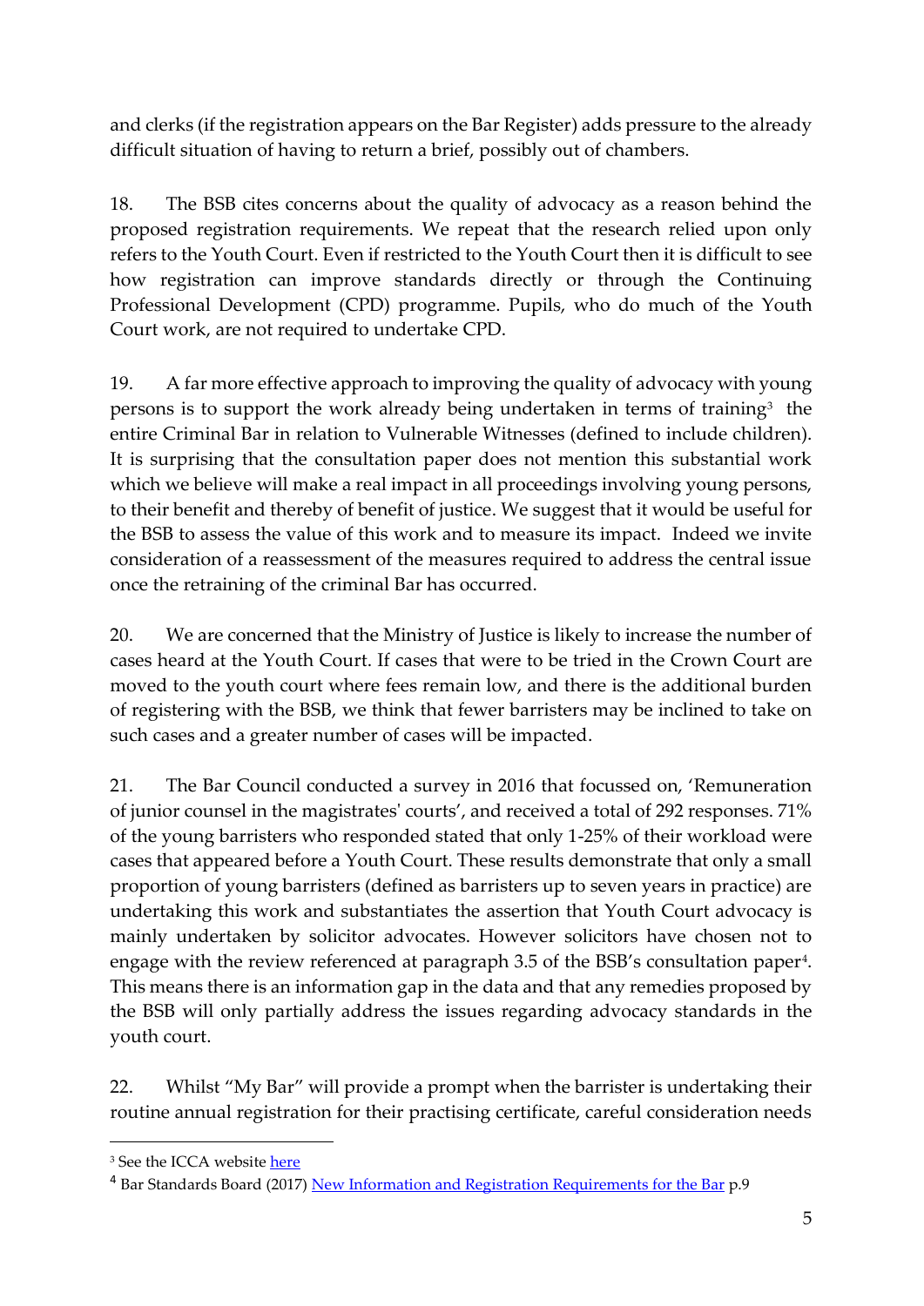and clerks (if the registration appears on the Bar Register) adds pressure to the already difficult situation of having to return a brief, possibly out of chambers.

18. The BSB cites concerns about the quality of advocacy as a reason behind the proposed registration requirements. We repeat that the research relied upon only refers to the Youth Court. Even if restricted to the Youth Court then it is difficult to see how registration can improve standards directly or through the Continuing Professional Development (CPD) programme. Pupils, who do much of the Youth Court work, are not required to undertake CPD.

19. A far more effective approach to improving the quality of advocacy with young persons is to support the work already being undertaken in terms of training[3] the entire Criminal Bar in relation to Vulnerable Witnesses (defined to include children). It is surprising that the consultation paper does not mention this substantial work which we believe will make a real impact in all proceedings involving young persons, to their benefit and thereby of benefit of justice. We suggest that it would be useful for the BSB to assess the value of this work and to measure its impact. Indeed we invite consideration of a reassessment of the measures required to address the central issue once the retraining of the criminal Bar has occurred.

20. We are concerned that the Ministry of Justice is likely to increase the number of cases heard at the Youth Court. If cases that were to be tried in the Crown Court are moved to the youth court where fees remain low, and there is the additional burden of registering with the BSB, we think that fewer barristers may be inclined to take on such cases and a greater number of cases will be impacted.

21. The Bar Council conducted a survey in 2016 that focussed on, 'Remuneration of junior counsel in the magistrates' courts', and received a total of 292 responses. 71% of the young barristers who responded stated that only 1-25% of their workload were cases that appeared before a Youth Court. These results demonstrate that only a small proportion of young barristers (defined as barristers up to seven years in practice) are undertaking this work and substantiates the assertion that Youth Court advocacy is mainly undertaken by solicitor advocates. However solicitors have chosen not to engage with the review referenced at paragraph 3.5 of the BSB's consultation paper[4]. This means there is an information gap in the data and that any remedies proposed by the BSB will only partially address the issues regarding advocacy standards in the youth court.

22. Whilst "My Bar" will provide a prompt when the barrister is undertaking their routine annual registration for their practising certificate, careful consideration needs

---

[3] See the ICCA website here

[4] Bar Standards Board (2017) New Information and Registration Requirements for the Bar p.9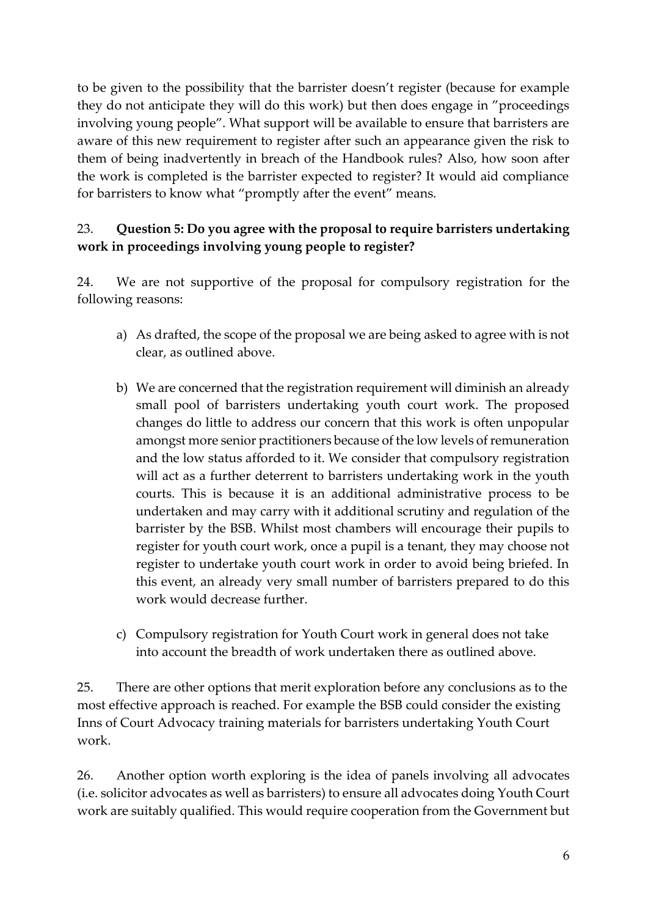to be given to the possibility that the barrister doesn't register (because for example they do not anticipate they will do this work) but then does engage in "proceedings involving young people". What support will be available to ensure that barristers are aware of this new requirement to register after such an appearance given the risk to them of being inadvertently in breach of the Handbook rules? Also, how soon after the work is completed is the barrister expected to register? It would aid compliance for barristers to know what "promptly after the event" means.

23. **Question 5: Do you agree with the proposal to require barristers undertaking work in proceedings involving young people to register?**

24. We are not supportive of the proposal for compulsory registration for the following reasons:

a) As drafted, the scope of the proposal we are being asked to agree with is not clear, as outlined above.

b) We are concerned that the registration requirement will diminish an already small pool of barristers undertaking youth court work. The proposed changes do little to address our concern that this work is often unpopular amongst more senior practitioners because of the low levels of remuneration and the low status afforded to it. We consider that compulsory registration will act as a further deterrent to barristers undertaking work in the youth courts. This is because it is an additional administrative process to be undertaken and may carry with it additional scrutiny and regulation of the barrister by the BSB. Whilst most chambers will encourage their pupils to register for youth court work, once a pupil is a tenant, they may choose not register to undertake youth court work in order to avoid being briefed. In this event, an already very small number of barristers prepared to do this work would decrease further.

c) Compulsory registration for Youth Court work in general does not take into account the breadth of work undertaken there as outlined above.

25. There are other options that merit exploration before any conclusions as to the most effective approach is reached. For example the BSB could consider the existing Inns of Court Advocacy training materials for barristers undertaking Youth Court work.

26. Another option worth exploring is the idea of panels involving all advocates (i.e. solicitor advocates as well as barristers) to ensure all advocates doing Youth Court work are suitably qualified. This would require cooperation from the Government but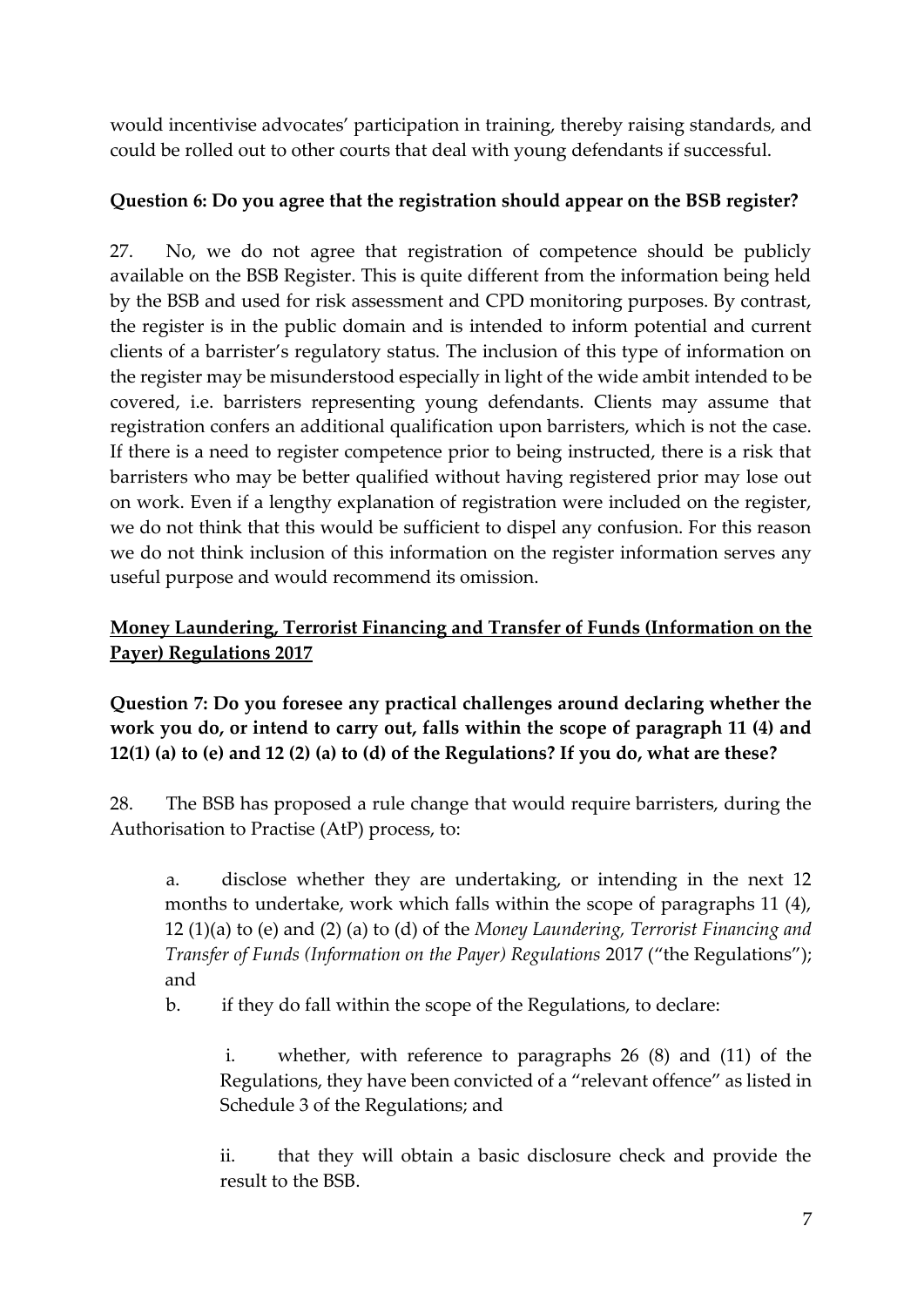would incentivise advocates' participation in training, thereby raising standards, and could be rolled out to other courts that deal with young defendants if successful.

**Question 6: Do you agree that the registration should appear on the BSB register?**

27. No, we do not agree that registration of competence should be publicly available on the BSB Register. This is quite different from the information being held by the BSB and used for risk assessment and CPD monitoring purposes. By contrast, the register is in the public domain and is intended to inform potential and current clients of a barrister's regulatory status. The inclusion of this type of information on the register may be misunderstood especially in light of the wide ambit intended to be covered, i.e. barristers representing young defendants. Clients may assume that registration confers an additional qualification upon barristers, which is not the case. If there is a need to register competence prior to being instructed, there is a risk that barristers who may be better qualified without having registered prior may lose out on work. Even if a lengthy explanation of registration were included on the register, we do not think that this would be sufficient to dispel any confusion. For this reason we do not think inclusion of this information on the register information serves any useful purpose and would recommend its omission.

**Money Laundering, Terrorist Financing and Transfer of Funds (Information on the Payer) Regulations 2017**

**Question 7: Do you foresee any practical challenges around declaring whether the work you do, or intend to carry out, falls within the scope of paragraph 11 (4) and 12(1) (a) to (e) and 12 (2) (a) to (d) of the Regulations? If you do, what are these?**

28. The BSB has proposed a rule change that would require barristers, during the Authorisation to Practise (AtP) process, to:

a. disclose whether they are undertaking, or intending in the next 12 months to undertake, work which falls within the scope of paragraphs 11 (4), 12 (1)(a) to (e) and (2) (a) to (d) of the *Money Laundering, Terrorist Financing and Transfer of Funds (Information on the Payer) Regulations* 2017 ("the Regulations"); and

b. if they do fall within the scope of the Regulations, to declare:

i. whether, with reference to paragraphs 26 (8) and (11) of the Regulations, they have been convicted of a "relevant offence" as listed in Schedule 3 of the Regulations; and

ii. that they will obtain a basic disclosure check and provide the result to the BSB.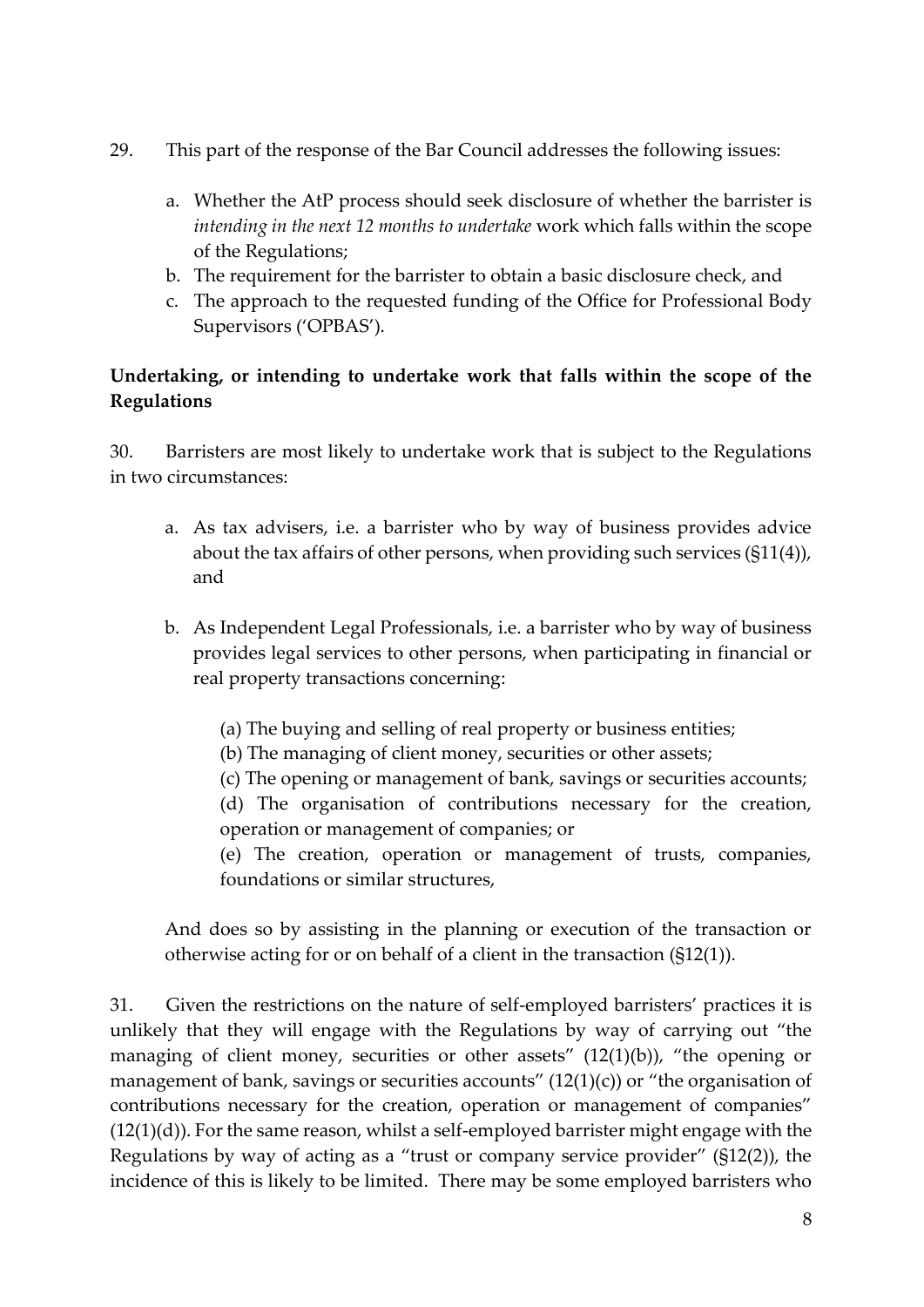29. This part of the response of the Bar Council addresses the following issues:

   a. Whether the AtP process should seek disclosure of whether the barrister is *intending in the next 12 months to undertake* work which falls within the scope of the Regulations;
   b. The requirement for the barrister to obtain a basic disclosure check, and
   c. The approach to the requested funding of the Office for Professional Body Supervisors ('OPBAS').

**Undertaking, or intending to undertake work that falls within the scope of the Regulations**

30. Barristers are most likely to undertake work that is subject to the Regulations in two circumstances:

   a. As tax advisers, i.e. a barrister who by way of business provides advice about the tax affairs of other persons, when providing such services (§11(4)), and

   b. As Independent Legal Professionals, i.e. a barrister who by way of business provides legal services to other persons, when participating in financial or real property transactions concerning:

      (a) The buying and selling of real property or business entities;
      (b) The managing of client money, securities or other assets;
      (c) The opening or management of bank, savings or securities accounts;
      (d) The organisation of contributions necessary for the creation, operation or management of companies; or
      (e) The creation, operation or management of trusts, companies, foundations or similar structures,

   And does so by assisting in the planning or execution of the transaction or otherwise acting for or on behalf of a client in the transaction (§12(1)).

31. Given the restrictions on the nature of self-employed barristers' practices it is unlikely that they will engage with the Regulations by way of carrying out "the managing of client money, securities or other assets" (12(1)(b)), "the opening or management of bank, savings or securities accounts" (12(1)(c)) or "the organisation of contributions necessary for the creation, operation or management of companies" (12(1)(d)). For the same reason, whilst a self-employed barrister might engage with the Regulations by way of acting as a "trust or company service provider" (§12(2)), the incidence of this is likely to be limited. There may be some employed barristers who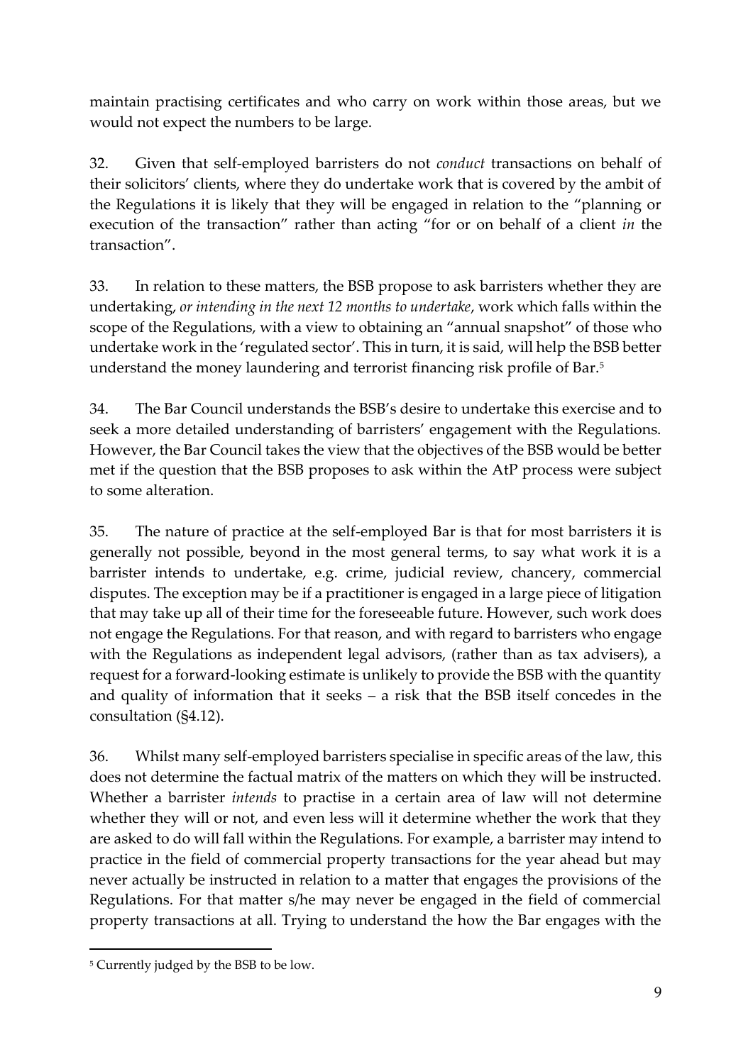maintain practising certificates and who carry on work within those areas, but we would not expect the numbers to be large.

32. Given that self-employed barristers do not *conduct* transactions on behalf of their solicitors' clients, where they do undertake work that is covered by the ambit of the Regulations it is likely that they will be engaged in relation to the "planning or execution of the transaction" rather than acting "for or on behalf of a client *in* the transaction".

33. In relation to these matters, the BSB propose to ask barristers whether they are undertaking, *or intending in the next 12 months to undertake*, work which falls within the scope of the Regulations, with a view to obtaining an "annual snapshot" of those who undertake work in the 'regulated sector'. This in turn, it is said, will help the BSB better understand the money laundering and terrorist financing risk profile of Bar.[5]

34. The Bar Council understands the BSB's desire to undertake this exercise and to seek a more detailed understanding of barristers' engagement with the Regulations. However, the Bar Council takes the view that the objectives of the BSB would be better met if the question that the BSB proposes to ask within the AtP process were subject to some alteration.

35. The nature of practice at the self-employed Bar is that for most barristers it is generally not possible, beyond in the most general terms, to say what work it is a barrister intends to undertake, e.g. crime, judicial review, chancery, commercial disputes. The exception may be if a practitioner is engaged in a large piece of litigation that may take up all of their time for the foreseeable future. However, such work does not engage the Regulations. For that reason, and with regard to barristers who engage with the Regulations as independent legal advisors, (rather than as tax advisers), a request for a forward-looking estimate is unlikely to provide the BSB with the quantity and quality of information that it seeks – a risk that the BSB itself concedes in the consultation (§4.12).

36. Whilst many self-employed barristers specialise in specific areas of the law, this does not determine the factual matrix of the matters on which they will be instructed. Whether a barrister *intends* to practise in a certain area of law will not determine whether they will or not, and even less will it determine whether the work that they are asked to do will fall within the Regulations. For example, a barrister may intend to practice in the field of commercial property transactions for the year ahead but may never actually be instructed in relation to a matter that engages the provisions of the Regulations. For that matter s/he may never be engaged in the field of commercial property transactions at all. Trying to understand the how the Bar engages with the

[5] Currently judged by the BSB to be low.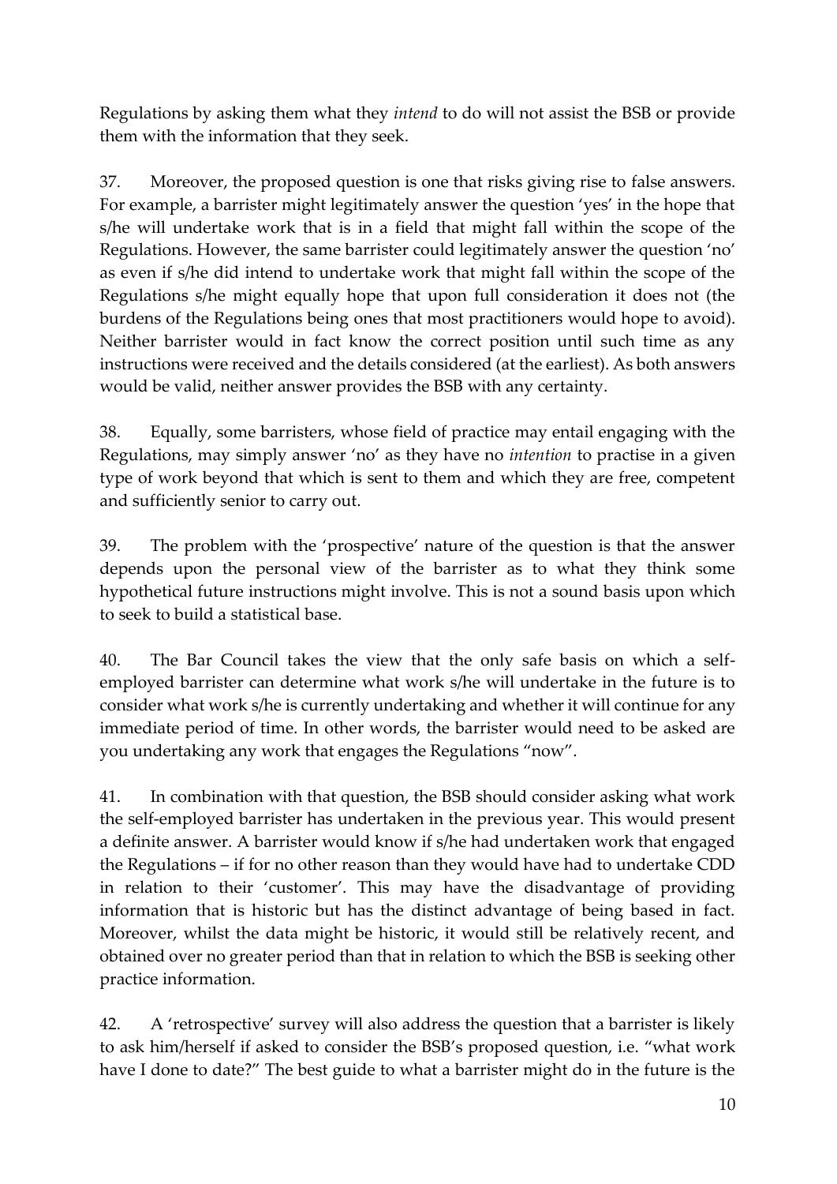Regulations by asking them what they *intend* to do will not assist the BSB or provide them with the information that they seek.

37. Moreover, the proposed question is one that risks giving rise to false answers. For example, a barrister might legitimately answer the question 'yes' in the hope that s/he will undertake work that is in a field that might fall within the scope of the Regulations. However, the same barrister could legitimately answer the question 'no' as even if s/he did intend to undertake work that might fall within the scope of the Regulations s/he might equally hope that upon full consideration it does not (the burdens of the Regulations being ones that most practitioners would hope to avoid). Neither barrister would in fact know the correct position until such time as any instructions were received and the details considered (at the earliest). As both answers would be valid, neither answer provides the BSB with any certainty.

38. Equally, some barristers, whose field of practice may entail engaging with the Regulations, may simply answer 'no' as they have no *intention* to practise in a given type of work beyond that which is sent to them and which they are free, competent and sufficiently senior to carry out.

39. The problem with the 'prospective' nature of the question is that the answer depends upon the personal view of the barrister as to what they think some hypothetical future instructions might involve. This is not a sound basis upon which to seek to build a statistical base.

40. The Bar Council takes the view that the only safe basis on which a self-employed barrister can determine what work s/he will undertake in the future is to consider what work s/he is currently undertaking and whether it will continue for any immediate period of time. In other words, the barrister would need to be asked are you undertaking any work that engages the Regulations "now".

41. In combination with that question, the BSB should consider asking what work the self-employed barrister has undertaken in the previous year. This would present a definite answer. A barrister would know if s/he had undertaken work that engaged the Regulations – if for no other reason than they would have had to undertake CDD in relation to their 'customer'. This may have the disadvantage of providing information that is historic but has the distinct advantage of being based in fact. Moreover, whilst the data might be historic, it would still be relatively recent, and obtained over no greater period than that in relation to which the BSB is seeking other practice information.

42. A 'retrospective' survey will also address the question that a barrister is likely to ask him/herself if asked to consider the BSB's proposed question, i.e. "what work have I done to date?" The best guide to what a barrister might do in the future is the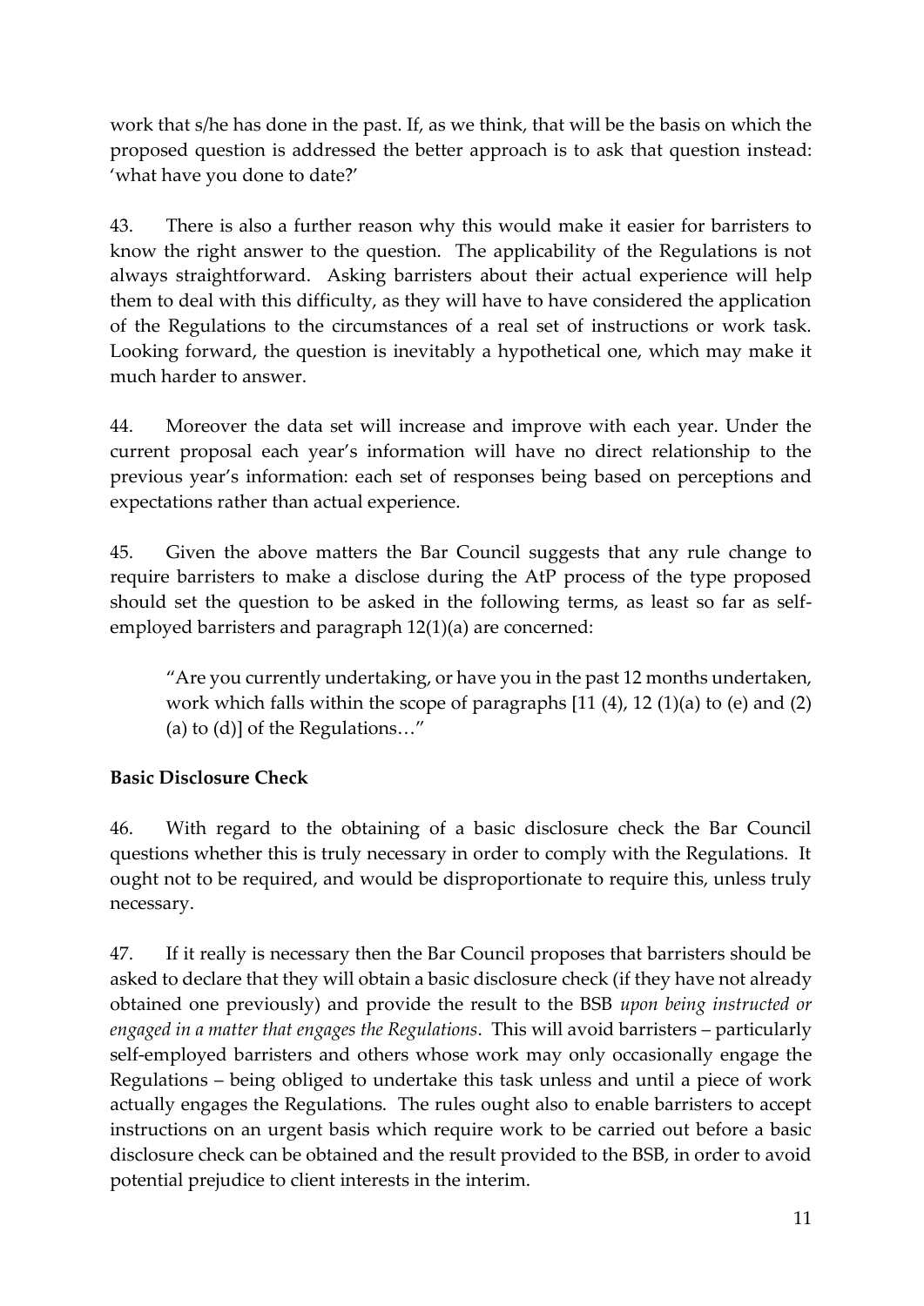work that s/he has done in the past. If, as we think, that will be the basis on which the proposed question is addressed the better approach is to ask that question instead: 'what have you done to date?'

43. There is also a further reason why this would make it easier for barristers to know the right answer to the question. The applicability of the Regulations is not always straightforward. Asking barristers about their actual experience will help them to deal with this difficulty, as they will have to have considered the application of the Regulations to the circumstances of a real set of instructions or work task. Looking forward, the question is inevitably a hypothetical one, which may make it much harder to answer.

44. Moreover the data set will increase and improve with each year. Under the current proposal each year's information will have no direct relationship to the previous year's information: each set of responses being based on perceptions and expectations rather than actual experience.

45. Given the above matters the Bar Council suggests that any rule change to require barristers to make a disclose during the AtP process of the type proposed should set the question to be asked in the following terms, as least so far as self-employed barristers and paragraph 12(1)(a) are concerned:

> "Are you currently undertaking, or have you in the past 12 months undertaken, work which falls within the scope of paragraphs [11 (4), 12 (1)(a) to (e) and (2) (a) to (d)] of the Regulations…"

**Basic Disclosure Check**

46. With regard to the obtaining of a basic disclosure check the Bar Council questions whether this is truly necessary in order to comply with the Regulations. It ought not to be required, and would be disproportionate to require this, unless truly necessary.

47. If it really is necessary then the Bar Council proposes that barristers should be asked to declare that they will obtain a basic disclosure check (if they have not already obtained one previously) and provide the result to the BSB *upon being instructed or engaged in a matter that engages the Regulations*. This will avoid barristers – particularly self-employed barristers and others whose work may only occasionally engage the Regulations – being obliged to undertake this task unless and until a piece of work actually engages the Regulations. The rules ought also to enable barristers to accept instructions on an urgent basis which require work to be carried out before a basic disclosure check can be obtained and the result provided to the BSB, in order to avoid potential prejudice to client interests in the interim.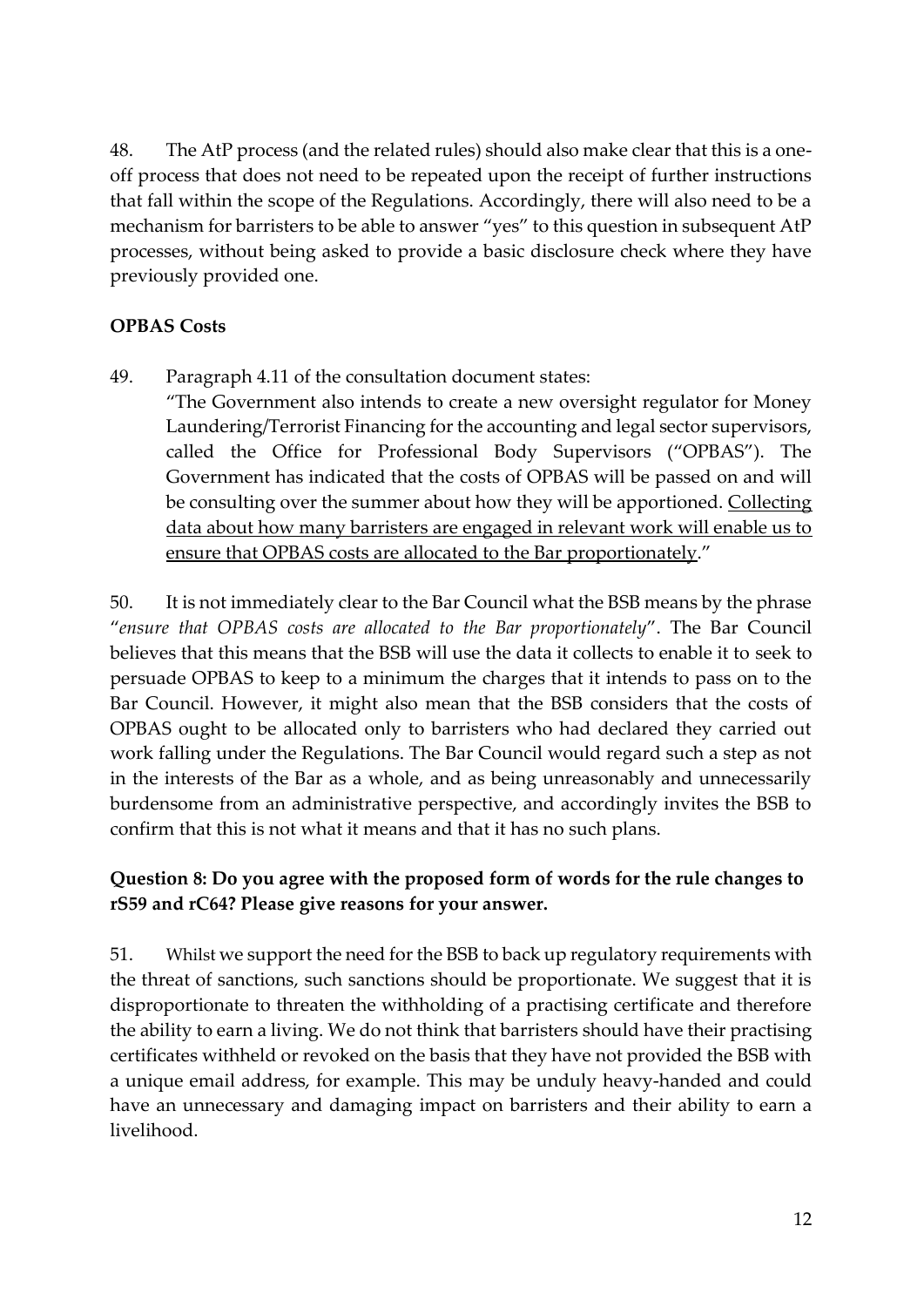48. The AtP process (and the related rules) should also make clear that this is a one-off process that does not need to be repeated upon the receipt of further instructions that fall within the scope of the Regulations. Accordingly, there will also need to be a mechanism for barristers to be able to answer "yes" to this question in subsequent AtP processes, without being asked to provide a basic disclosure check where they have previously provided one.

**OPBAS Costs**

49. Paragraph 4.11 of the consultation document states:

"The Government also intends to create a new oversight regulator for Money Laundering/Terrorist Financing for the accounting and legal sector supervisors, called the Office for Professional Body Supervisors ("OPBAS"). The Government has indicated that the costs of OPBAS will be passed on and will be consulting over the summer about how they will be apportioned. <u>Collecting data about how many barristers are engaged in relevant work will enable us to ensure that OPBAS costs are allocated to the Bar proportionately</u>."

50. It is not immediately clear to the Bar Council what the BSB means by the phrase "*ensure that OPBAS costs are allocated to the Bar proportionately*". The Bar Council believes that this means that the BSB will use the data it collects to enable it to seek to persuade OPBAS to keep to a minimum the charges that it intends to pass on to the Bar Council. However, it might also mean that the BSB considers that the costs of OPBAS ought to be allocated only to barristers who had declared they carried out work falling under the Regulations. The Bar Council would regard such a step as not in the interests of the Bar as a whole, and as being unreasonably and unnecessarily burdensome from an administrative perspective, and accordingly invites the BSB to confirm that this is not what it means and that it has no such plans.

**Question 8: Do you agree with the proposed form of words for the rule changes to rS59 and rC64? Please give reasons for your answer.**

51. Whilst we support the need for the BSB to back up regulatory requirements with the threat of sanctions, such sanctions should be proportionate. We suggest that it is disproportionate to threaten the withholding of a practising certificate and therefore the ability to earn a living. We do not think that barristers should have their practising certificates withheld or revoked on the basis that they have not provided the BSB with a unique email address, for example. This may be unduly heavy-handed and could have an unnecessary and damaging impact on barristers and their ability to earn a livelihood.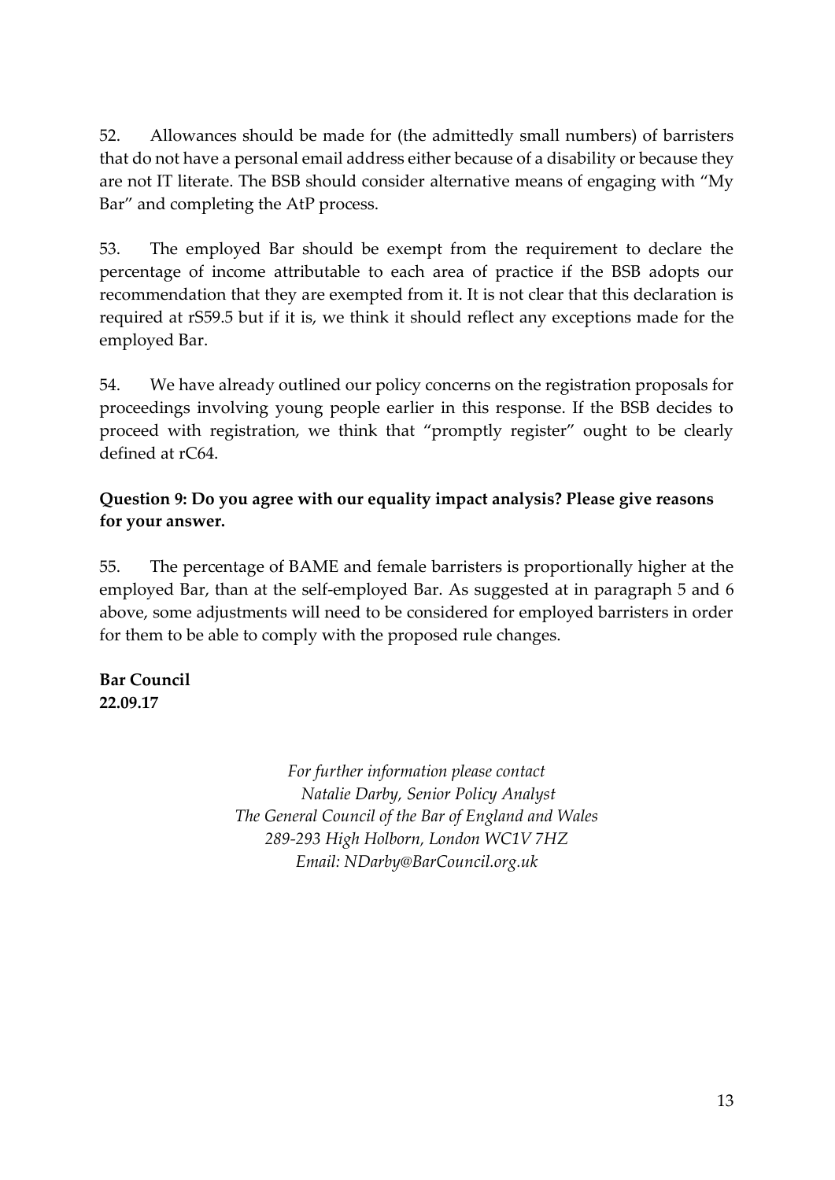52. Allowances should be made for (the admittedly small numbers) of barristers that do not have a personal email address either because of a disability or because they are not IT literate. The BSB should consider alternative means of engaging with "My Bar" and completing the AtP process.

53. The employed Bar should be exempt from the requirement to declare the percentage of income attributable to each area of practice if the BSB adopts our recommendation that they are exempted from it. It is not clear that this declaration is required at rS59.5 but if it is, we think it should reflect any exceptions made for the employed Bar.

54. We have already outlined our policy concerns on the registration proposals for proceedings involving young people earlier in this response. If the BSB decides to proceed with registration, we think that "promptly register" ought to be clearly defined at rC64.

**Question 9: Do you agree with our equality impact analysis? Please give reasons for your answer.**

55. The percentage of BAME and female barristers is proportionally higher at the employed Bar, than at the self-employed Bar. As suggested at in paragraph 5 and 6 above, some adjustments will need to be considered for employed barristers in order for them to be able to comply with the proposed rule changes.

**Bar Council**
**22.09.17**

*For further information please contact*
*Natalie Darby, Senior Policy Analyst*
*The General Council of the Bar of England and Wales*
*289-293 High Holborn, London WC1V 7HZ*
*Email: NDarby@BarCouncil.org.uk*